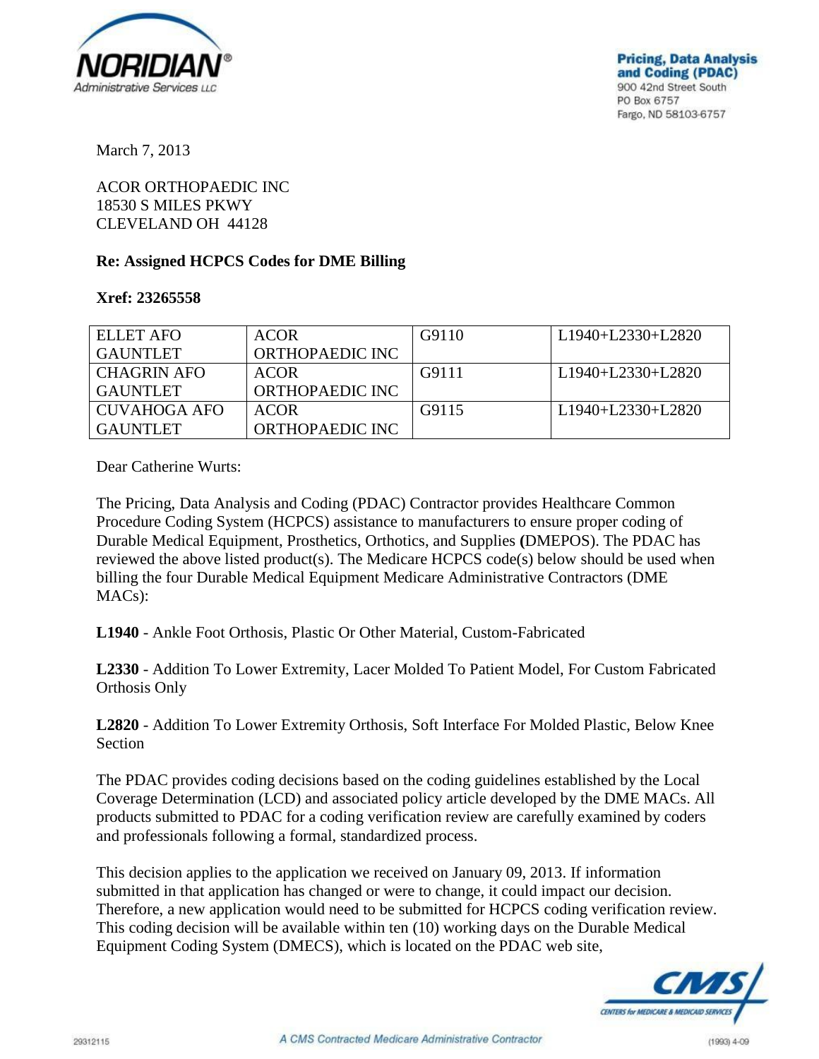Pricing, Data Analysis and Coding (PDAC)
900 42nd Street South
PO Box 6757
Fargo, ND 58103-6757

March 7, 2013

ACOR ORTHOPAEDIC INC
18530 S MILES PKWY
CLEVELAND OH 44128

**Re: Assigned HCPCS Codes for DME Billing**

**Xref: 23265558**

| | | | |
|---|---|---|---|
| ELLET AFO GAUNTLET | ACOR ORTHOPAEDIC INC | G9110 | L1940+L2330+L2820 |
| CHAGRIN AFO GAUNTLET | ACOR ORTHOPAEDIC INC | G9111 | L1940+L2330+L2820 |
| CUVAHOGA AFO GAUNTLET | ACOR ORTHOPAEDIC INC | G9115 | L1940+L2330+L2820 |

Dear Catherine Wurts:

The Pricing, Data Analysis and Coding (PDAC) Contractor provides Healthcare Common Procedure Coding System (HCPCS) assistance to manufacturers to ensure proper coding of Durable Medical Equipment, Prosthetics, Orthotics, and Supplies (DMEPOS). The PDAC has reviewed the above listed product(s). The Medicare HCPCS code(s) below should be used when billing the four Durable Medical Equipment Medicare Administrative Contractors (DME MACs):

**L1940** - Ankle Foot Orthosis, Plastic Or Other Material, Custom-Fabricated

**L2330** - Addition To Lower Extremity, Lacer Molded To Patient Model, For Custom Fabricated Orthosis Only

**L2820** - Addition To Lower Extremity Orthosis, Soft Interface For Molded Plastic, Below Knee Section

The PDAC provides coding decisions based on the coding guidelines established by the Local Coverage Determination (LCD) and associated policy article developed by the DME MACs. All products submitted to PDAC for a coding verification review are carefully examined by coders and professionals following a formal, standardized process.

This decision applies to the application we received on January 09, 2013. If information submitted in that application has changed or were to change, it could impact our decision. Therefore, a new application would need to be submitted for HCPCS coding verification review. This coding decision will be available within ten (10) working days on the Durable Medical Equipment Coding System (DMECS), which is located on the PDAC web site,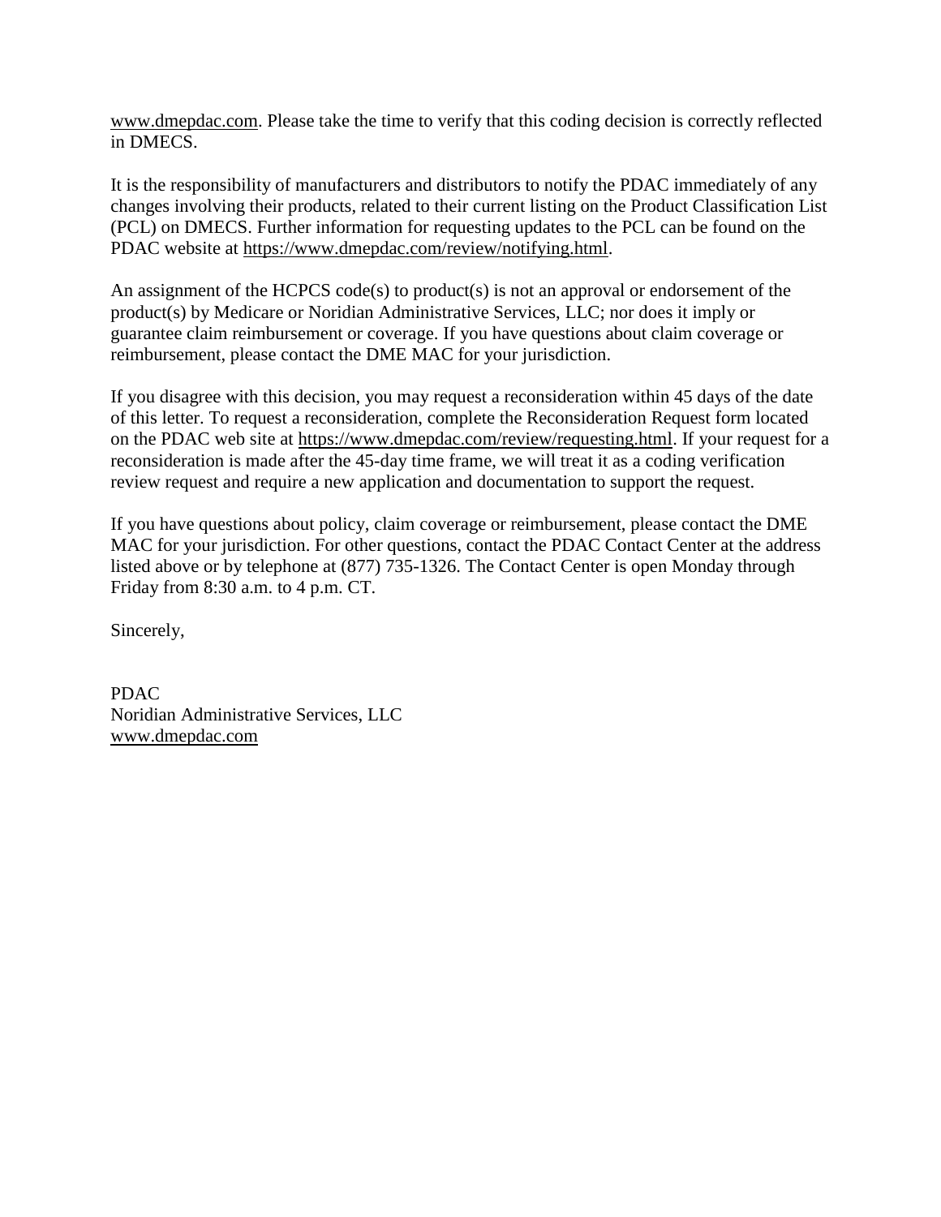www.dmepdac.com. Please take the time to verify that this coding decision is correctly reflected in DMECS.

It is the responsibility of manufacturers and distributors to notify the PDAC immediately of any changes involving their products, related to their current listing on the Product Classification List (PCL) on DMECS. Further information for requesting updates to the PCL can be found on the PDAC website at https://www.dmepdac.com/review/notifying.html.

An assignment of the HCPCS code(s) to product(s) is not an approval or endorsement of the product(s) by Medicare or Noridian Administrative Services, LLC; nor does it imply or guarantee claim reimbursement or coverage. If you have questions about claim coverage or reimbursement, please contact the DME MAC for your jurisdiction.

If you disagree with this decision, you may request a reconsideration within 45 days of the date of this letter. To request a reconsideration, complete the Reconsideration Request form located on the PDAC web site at https://www.dmepdac.com/review/requesting.html. If your request for a reconsideration is made after the 45-day time frame, we will treat it as a coding verification review request and require a new application and documentation to support the request.

If you have questions about policy, claim coverage or reimbursement, please contact the DME MAC for your jurisdiction. For other questions, contact the PDAC Contact Center at the address listed above or by telephone at (877) 735-1326. The Contact Center is open Monday through Friday from 8:30 a.m. to 4 p.m. CT.

Sincerely,

PDAC
Noridian Administrative Services, LLC
www.dmepdac.com